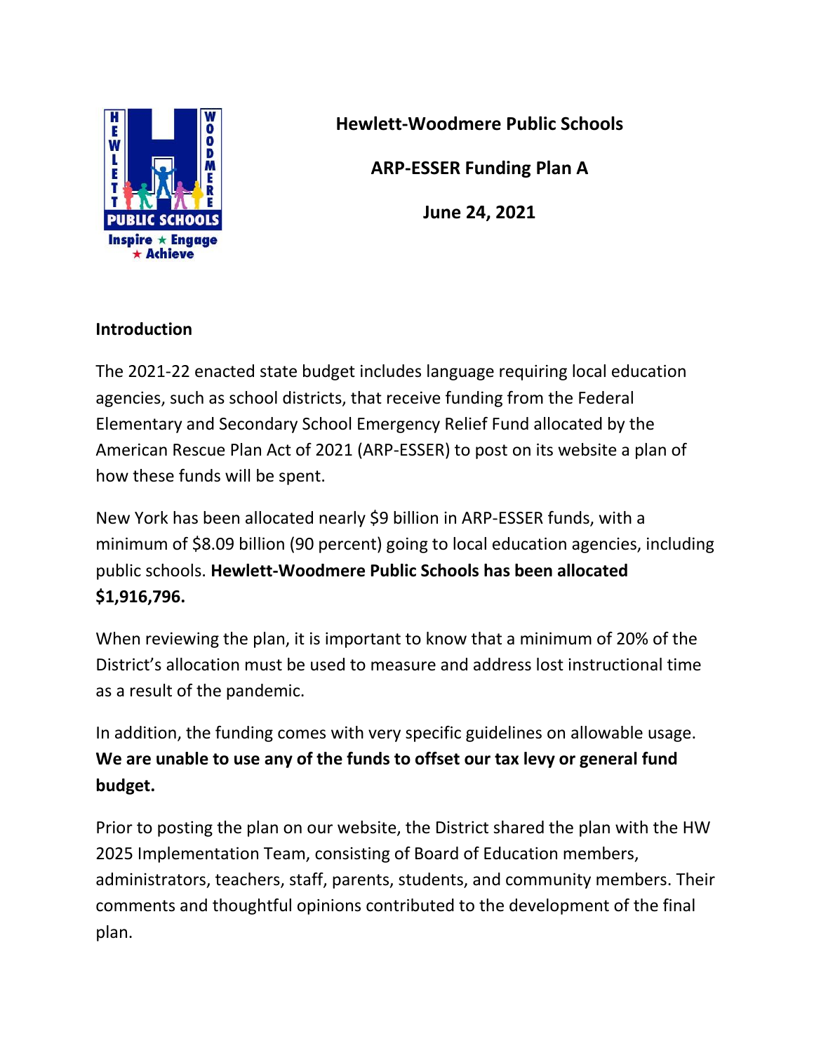# Hewlett-Woodmere Public Schools

## ARP-ESSER Funding Plan A

**June 24, 2021**

### Introduction

The 2021-22 enacted state budget includes language requiring local education agencies, such as school districts, that receive funding from the Federal Elementary and Secondary School Emergency Relief Fund allocated by the American Rescue Plan Act of 2021 (ARP-ESSER) to post on its website a plan of how these funds will be spent.

New York has been allocated nearly $9 billion in ARP-ESSER funds, with a minimum of $8.09 billion (90 percent) going to local education agencies, including public schools. **Hewlett-Woodmere Public Schools has been allocated $1,916,796.**

When reviewing the plan, it is important to know that a minimum of 20% of the District's allocation must be used to measure and address lost instructional time as a result of the pandemic.

In addition, the funding comes with very specific guidelines on allowable usage. **We are unable to use any of the funds to offset our tax levy or general fund budget.**

Prior to posting the plan on our website, the District shared the plan with the HW 2025 Implementation Team, consisting of Board of Education members, administrators, teachers, staff, parents, students, and community members. Their comments and thoughtful opinions contributed to the development of the final plan.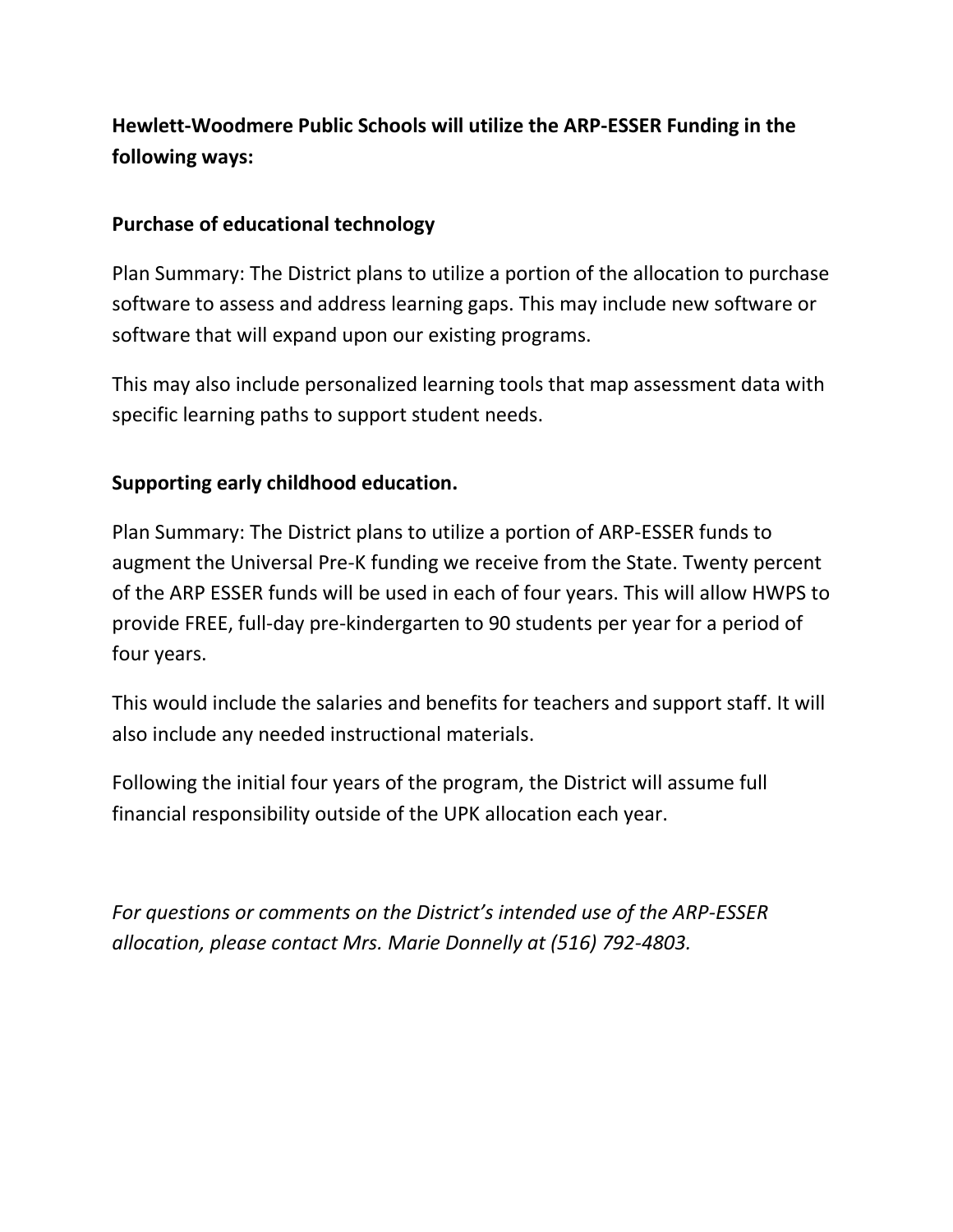**Hewlett-Woodmere Public Schools will utilize the ARP-ESSER Funding in the following ways:**

**Purchase of educational technology**

Plan Summary: The District plans to utilize a portion of the allocation to purchase software to assess and address learning gaps. This may include new software or software that will expand upon our existing programs.

This may also include personalized learning tools that map assessment data with specific learning paths to support student needs.

**Supporting early childhood education.**

Plan Summary: The District plans to utilize a portion of ARP-ESSER funds to augment the Universal Pre-K funding we receive from the State. Twenty percent of the ARP ESSER funds will be used in each of four years. This will allow HWPS to provide FREE, full-day pre-kindergarten to 90 students per year for a period of four years.

This would include the salaries and benefits for teachers and support staff. It will also include any needed instructional materials.

Following the initial four years of the program, the District will assume full financial responsibility outside of the UPK allocation each year.

*For questions or comments on the District's intended use of the ARP-ESSER allocation, please contact Mrs. Marie Donnelly at (516) 792-4803.*